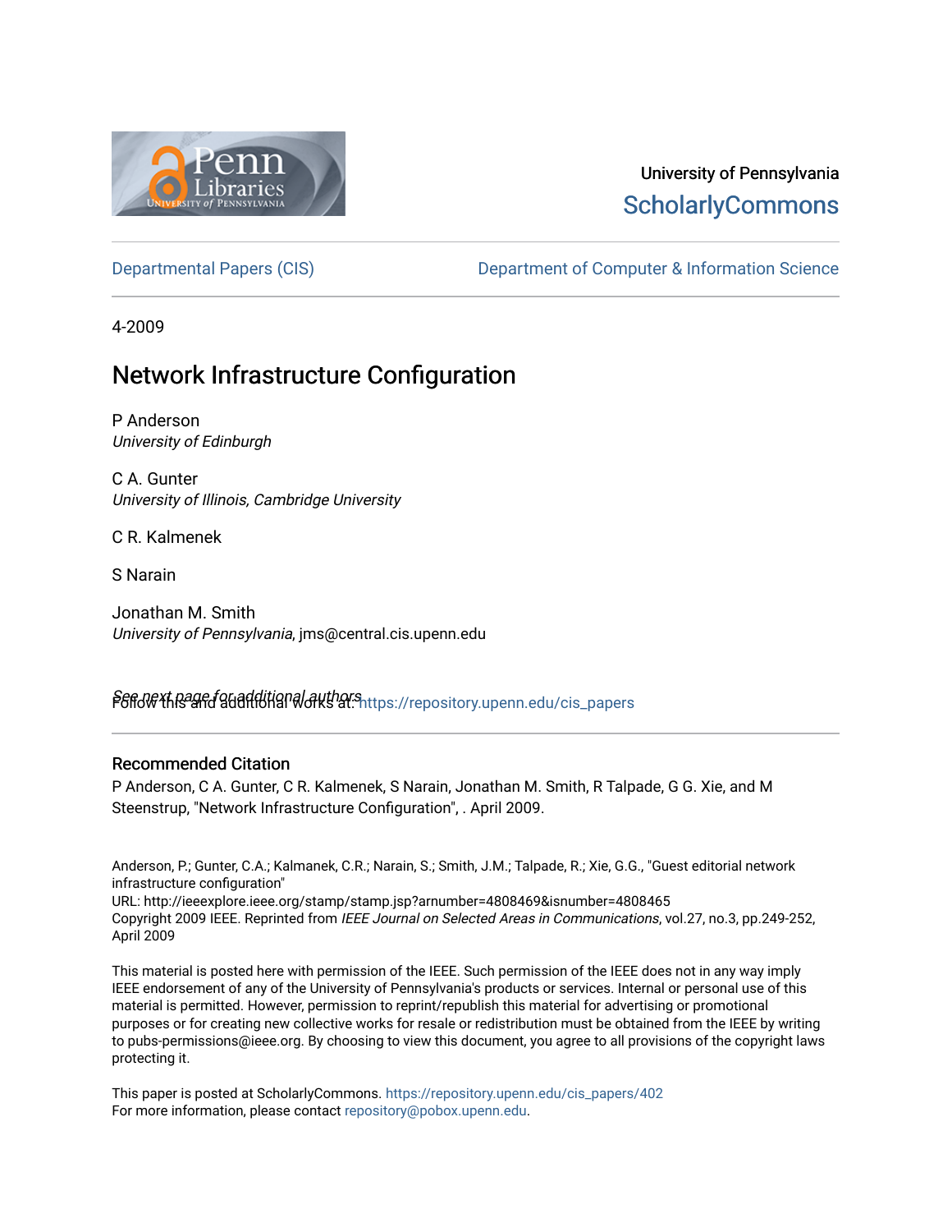University of Pennsylvania
ScholarlyCommons

Departmental Papers (CIS) | Department of Computer & Information Science

4-2009

# Network Infrastructure Configuration

P Anderson
*University of Edinburgh*

C A. Gunter
*University of Illinois, Cambridge University*

C R. Kalmenek

S Narain

Jonathan M. Smith
*University of Pennsylvania*, jms@central.cis.upenn.edu

See next page for additional authors

Follow this and additional works at: https://repository.upenn.edu/cis_papers

## Recommended Citation

P Anderson, C A. Gunter, C R. Kalmenek, S Narain, Jonathan M. Smith, R Talpade, G G. Xie, and M Steenstrup, "Network Infrastructure Configuration", . April 2009.

Anderson, P.; Gunter, C.A.; Kalmanek, C.R.; Narain, S.; Smith, J.M.; Talpade, R.; Xie, G.G., "Guest editorial network infrastructure configuration"
URL: http://ieeexplore.ieee.org/stamp/stamp.jsp?arnumber=4808469&isnumber=4808465
Copyright 2009 IEEE. Reprinted from *IEEE Journal on Selected Areas in Communications*, vol.27, no.3, pp.249-252, April 2009

This material is posted here with permission of the IEEE. Such permission of the IEEE does not in any way imply IEEE endorsement of any of the University of Pennsylvania's products or services. Internal or personal use of this material is permitted. However, permission to reprint/republish this material for advertising or promotional purposes or for creating new collective works for resale or redistribution must be obtained from the IEEE by writing to pubs-permissions@ieee.org. By choosing to view this document, you agree to all provisions of the copyright laws protecting it.

This paper is posted at ScholarlyCommons. https://repository.upenn.edu/cis_papers/402
For more information, please contact repository@pobox.upenn.edu.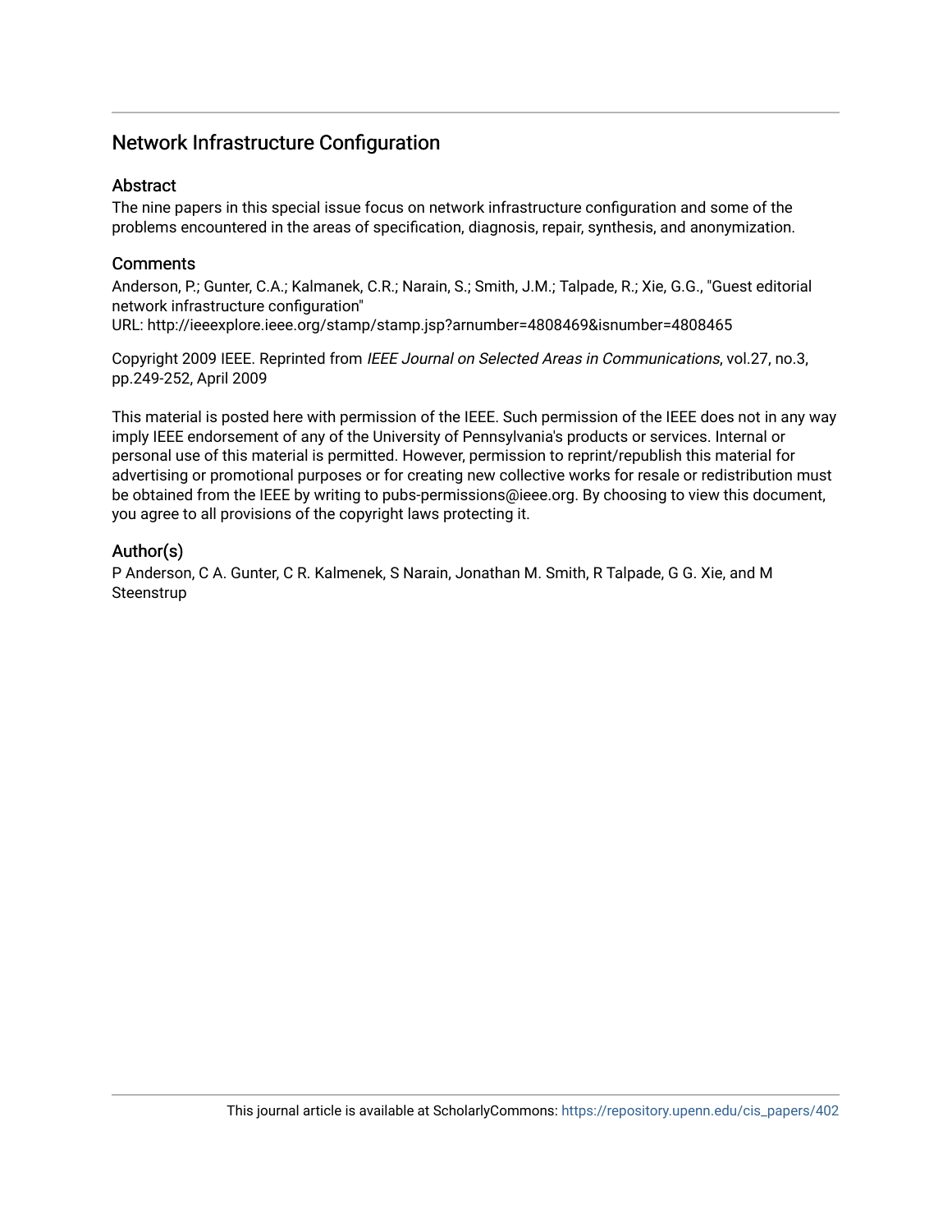# Network Infrastructure Configuration

## Abstract

The nine papers in this special issue focus on network infrastructure configuration and some of the problems encountered in the areas of specification, diagnosis, repair, synthesis, and anonymization.

## Comments

Anderson, P.; Gunter, C.A.; Kalmanek, C.R.; Narain, S.; Smith, J.M.; Talpade, R.; Xie, G.G., "Guest editorial network infrastructure configuration"
URL: http://ieeexplore.ieee.org/stamp/stamp.jsp?arnumber=4808469&isnumber=4808465

Copyright 2009 IEEE. Reprinted from *IEEE Journal on Selected Areas in Communications*, vol.27, no.3, pp.249-252, April 2009

This material is posted here with permission of the IEEE. Such permission of the IEEE does not in any way imply IEEE endorsement of any of the University of Pennsylvania's products or services. Internal or personal use of this material is permitted. However, permission to reprint/republish this material for advertising or promotional purposes or for creating new collective works for resale or redistribution must be obtained from the IEEE by writing to pubs-permissions@ieee.org. By choosing to view this document, you agree to all provisions of the copyright laws protecting it.

## Author(s)

P Anderson, C A. Gunter, C R. Kalmenek, S Narain, Jonathan M. Smith, R Talpade, G G. Xie, and M Steenstrup

This journal article is available at ScholarlyCommons: https://repository.upenn.edu/cis_papers/402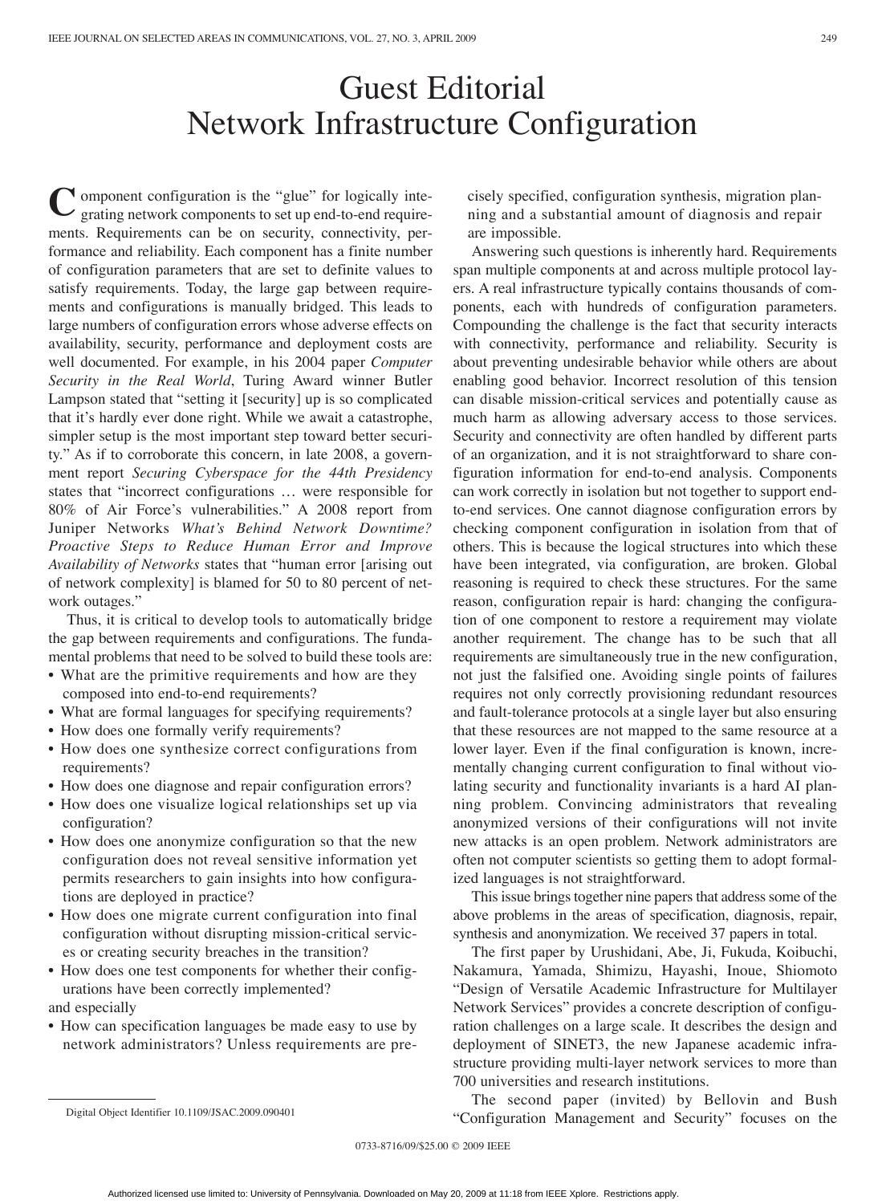# Guest Editorial
# Network Infrastructure Configuration

Component configuration is the "glue" for logically integrating network components to set up end-to-end requirements. Requirements can be on security, connectivity, performance and reliability. Each component has a finite number of configuration parameters that are set to definite values to satisfy requirements. Today, the large gap between requirements and configurations is manually bridged. This leads to large numbers of configuration errors whose adverse effects on availability, security, performance and deployment costs are well documented. For example, in his 2004 paper *Computer Security in the Real World*, Turing Award winner Butler Lampson stated that "setting it [security] up is so complicated that it's hardly ever done right. While we await a catastrophe, simpler setup is the most important step toward better security." As if to corroborate this concern, in late 2008, a government report *Securing Cyberspace for the 44th Presidency* states that "incorrect configurations … were responsible for 80% of Air Force's vulnerabilities." A 2008 report from Juniper Networks *What's Behind Network Downtime? Proactive Steps to Reduce Human Error and Improve Availability of Networks* states that "human error [arising out of network complexity] is blamed for 50 to 80 percent of network outages."

Thus, it is critical to develop tools to automatically bridge the gap between requirements and configurations. The fundamental problems that need to be solved to build these tools are:

- What are the primitive requirements and how are they composed into end-to-end requirements?
- What are formal languages for specifying requirements?
- How does one formally verify requirements?
- How does one synthesize correct configurations from requirements?
- How does one diagnose and repair configuration errors?
- How does one visualize logical relationships set up via configuration?
- How does one anonymize configuration so that the new configuration does not reveal sensitive information yet permits researchers to gain insights into how configurations are deployed in practice?
- How does one migrate current configuration into final configuration without disrupting mission-critical services or creating security breaches in the transition?
- How does one test components for whether their configurations have been correctly implemented?

and especially

- How can specification languages be made easy to use by network administrators? Unless requirements are precisely specified, configuration synthesis, migration planning and a substantial amount of diagnosis and repair are impossible.

Answering such questions is inherently hard. Requirements span multiple components at and across multiple protocol layers. A real infrastructure typically contains thousands of components, each with hundreds of configuration parameters. Compounding the challenge is the fact that security interacts with connectivity, performance and reliability. Security is about preventing undesirable behavior while others are about enabling good behavior. Incorrect resolution of this tension can disable mission-critical services and potentially cause as much harm as allowing adversary access to those services. Security and connectivity are often handled by different parts of an organization, and it is not straightforward to share configuration information for end-to-end analysis. Components can work correctly in isolation but not together to support end-to-end services. One cannot diagnose configuration errors by checking component configuration in isolation from that of others. This is because the logical structures into which these have been integrated, via configuration, are broken. Global reasoning is required to check these structures. For the same reason, configuration repair is hard: changing the configuration of one component to restore a requirement may violate another requirement. The change has to be such that all requirements are simultaneously true in the new configuration, not just the falsified one. Avoiding single points of failures requires not only correctly provisioning redundant resources and fault-tolerance protocols at a single layer but also ensuring that these resources are not mapped to the same resource at a lower layer. Even if the final configuration is known, incrementally changing current configuration to final without violating security and functionality invariants is a hard AI planning problem. Convincing administrators that revealing anonymized versions of their configurations will not invite new attacks is an open problem. Network administrators are often not computer scientists so getting them to adopt formalized languages is not straightforward.

This issue brings together nine papers that address some of the above problems in the areas of specification, diagnosis, repair, synthesis and anonymization. We received 37 papers in total.

The first paper by Urushidani, Abe, Ji, Fukuda, Koibuchi, Nakamura, Yamada, Shimizu, Hayashi, Inoue, Shiomoto "Design of Versatile Academic Infrastructure for Multilayer Network Services" provides a concrete description of configuration challenges on a large scale. It describes the design and deployment of SINET3, the new Japanese academic infrastructure providing multi-layer network services to more than 700 universities and research institutions.

The second paper (invited) by Bellovin and Bush "Configuration Management and Security" focuses on the

Digital Object Identifier 10.1109/JSAC.2009.090401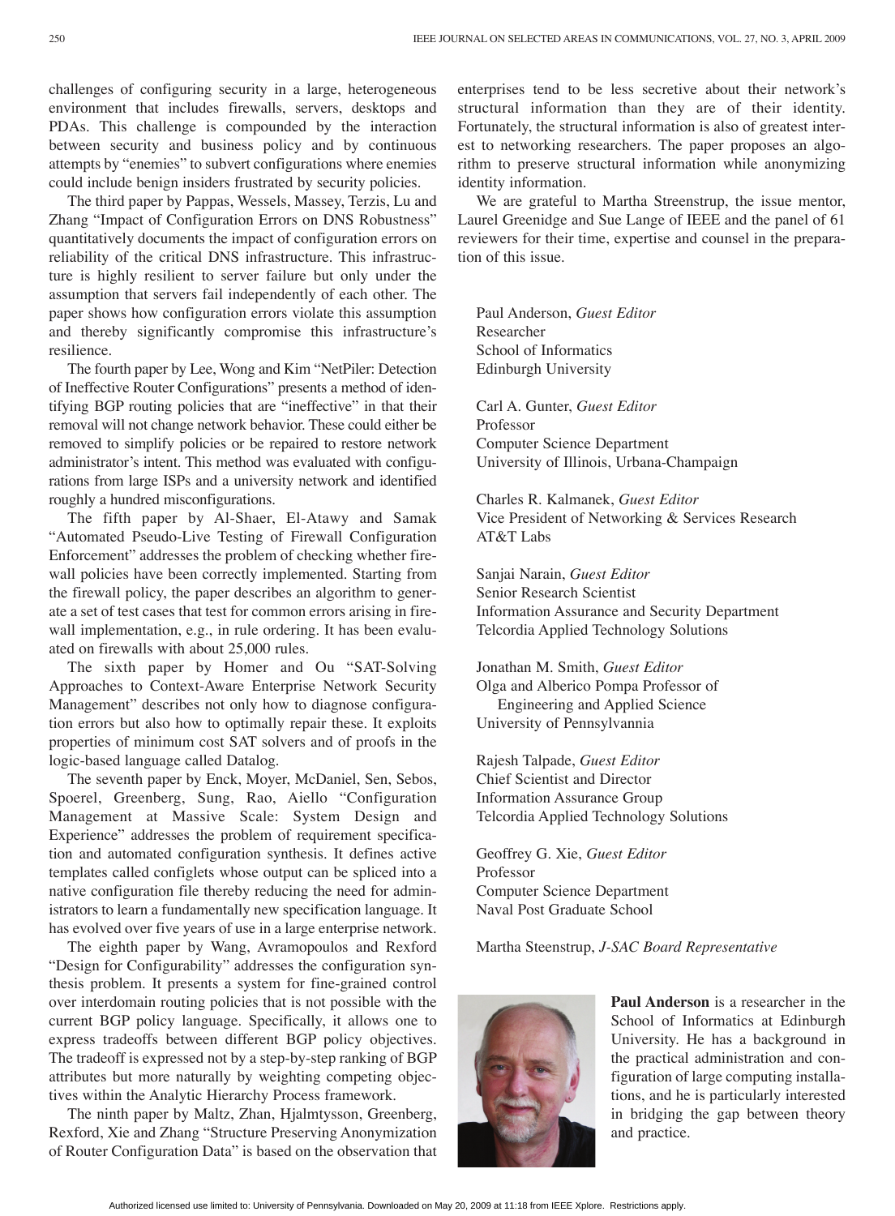challenges of configuring security in a large, heterogeneous environment that includes firewalls, servers, desktops and PDAs. This challenge is compounded by the interaction between security and business policy and by continuous attempts by "enemies" to subvert configurations where enemies could include benign insiders frustrated by security policies.

The third paper by Pappas, Wessels, Massey, Terzis, Lu and Zhang "Impact of Configuration Errors on DNS Robustness" quantitatively documents the impact of configuration errors on reliability of the critical DNS infrastructure. This infrastructure is highly resilient to server failure but only under the assumption that servers fail independently of each other. The paper shows how configuration errors violate this assumption and thereby significantly compromise this infrastructure's resilience.

The fourth paper by Lee, Wong and Kim "NetPiler: Detection of Ineffective Router Configurations" presents a method of identifying BGP routing policies that are "ineffective" in that their removal will not change network behavior. These could either be removed to simplify policies or be repaired to restore network administrator's intent. This method was evaluated with configurations from large ISPs and a university network and identified roughly a hundred misconfigurations.

The fifth paper by Al-Shaer, El-Atawy and Samak "Automated Pseudo-Live Testing of Firewall Configuration Enforcement" addresses the problem of checking whether firewall policies have been correctly implemented. Starting from the firewall policy, the paper describes an algorithm to generate a set of test cases that test for common errors arising in firewall implementation, e.g., in rule ordering. It has been evaluated on firewalls with about 25,000 rules.

The sixth paper by Homer and Ou "SAT-Solving Approaches to Context-Aware Enterprise Network Security Management" describes not only how to diagnose configuration errors but also how to optimally repair these. It exploits properties of minimum cost SAT solvers and of proofs in the logic-based language called Datalog.

The seventh paper by Enck, Moyer, McDaniel, Sen, Sebos, Spoerel, Greenberg, Sung, Rao, Aiello "Configuration Management at Massive Scale: System Design and Experience" addresses the problem of requirement specification and automated configuration synthesis. It defines active templates called configlets whose output can be spliced into a native configuration file thereby reducing the need for administrators to learn a fundamentally new specification language. It has evolved over five years of use in a large enterprise network.

The eighth paper by Wang, Avramopoulos and Rexford "Design for Configurability" addresses the configuration synthesis problem. It presents a system for fine-grained control over interdomain routing policies that is not possible with the current BGP policy language. Specifically, it allows one to express tradeoffs between different BGP policy objectives. The tradeoff is expressed not by a step-by-step ranking of BGP attributes but more naturally by weighting competing objectives within the Analytic Hierarchy Process framework.

The ninth paper by Maltz, Zhan, Hjalmtysson, Greenberg, Rexford, Xie and Zhang "Structure Preserving Anonymization of Router Configuration Data" is based on the observation that enterprises tend to be less secretive about their network's structural information than they are of their identity. Fortunately, the structural information is also of greatest interest to networking researchers. The paper proposes an algorithm to preserve structural information while anonymizing identity information.

We are grateful to Martha Streenstrup, the issue mentor, Laurel Greenidge and Sue Lange of IEEE and the panel of 61 reviewers for their time, expertise and counsel in the preparation of this issue.

Paul Anderson, *Guest Editor*
Researcher
School of Informatics
Edinburgh University

Carl A. Gunter, *Guest Editor*
Professor
Computer Science Department
University of Illinois, Urbana-Champaign

Charles R. Kalmanek, *Guest Editor*
Vice President of Networking & Services Research
AT&T Labs

Sanjai Narain, *Guest Editor*
Senior Research Scientist
Information Assurance and Security Department
Telcordia Applied Technology Solutions

Jonathan M. Smith, *Guest Editor*
Olga and Alberico Pompa Professor of Engineering and Applied Science
University of Pennsylvannia

Rajesh Talpade, *Guest Editor*
Chief Scientist and Director
Information Assurance Group
Telcordia Applied Technology Solutions

Geoffrey G. Xie, *Guest Editor*
Professor
Computer Science Department
Naval Post Graduate School

Martha Steenstrup, *J-SAC Board Representative*

**Paul Anderson** is a researcher in the School of Informatics at Edinburgh University. He has a background in the practical administration and configuration of large computing installations, and he is particularly interested in bridging the gap between theory and practice.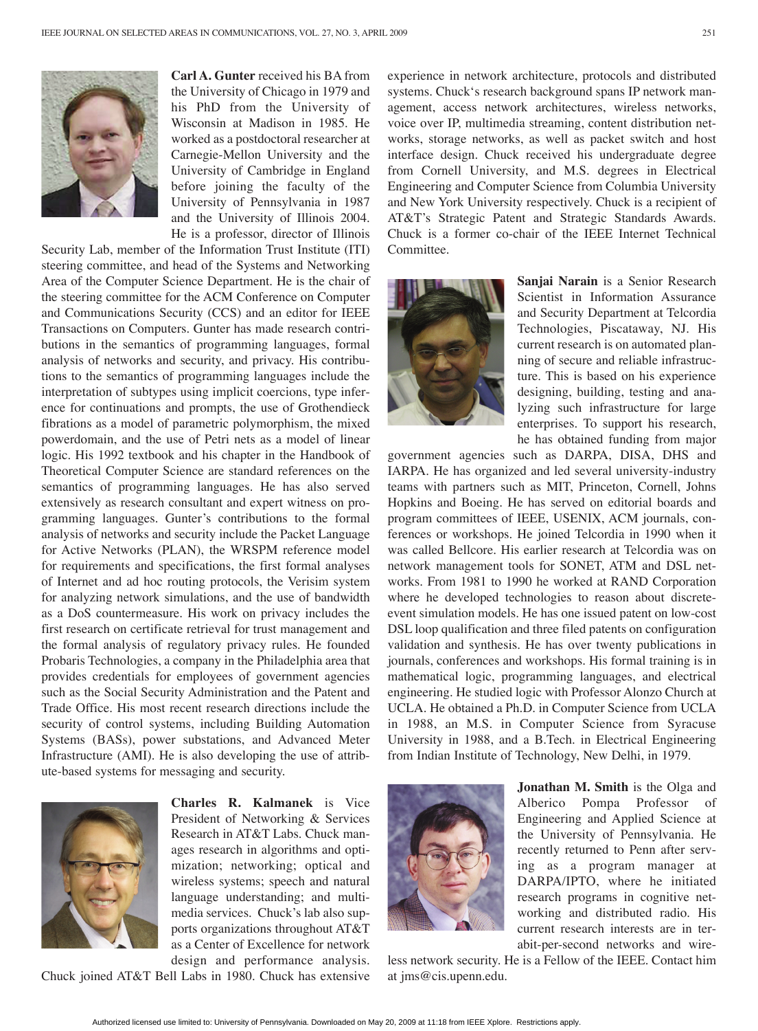**Carl A. Gunter** received his BA from the University of Chicago in 1979 and his PhD from the University of Wisconsin at Madison in 1985. He worked as a postdoctoral researcher at Carnegie-Mellon University and the University of Cambridge in England before joining the faculty of the University of Pennsylvania in 1987 and the University of Illinois 2004. He is a professor, director of Illinois Security Lab, member of the Information Trust Institute (ITI) steering committee, and head of the Systems and Networking Area of the Computer Science Department. He is the chair of the steering committee for the ACM Conference on Computer and Communications Security (CCS) and an editor for IEEE Transactions on Computers. Gunter has made research contributions in the semantics of programming languages, formal analysis of networks and security, and privacy. His contributions to the semantics of programming languages include the interpretation of subtypes using implicit coercions, type inference for continuations and prompts, the use of Grothendieck fibrations as a model of parametric polymorphism, the mixed powerdomain, and the use of Petri nets as a model of linear logic. His 1992 textbook and his chapter in the Handbook of Theoretical Computer Science are standard references on the semantics of programming languages. He has also served extensively as research consultant and expert witness on programming languages. Gunter's contributions to the formal analysis of networks and security include the Packet Language for Active Networks (PLAN), the WRSPM reference model for requirements and specifications, the first formal analyses of Internet and ad hoc routing protocols, the Verisim system for analyzing network simulations, and the use of bandwidth as a DoS countermeasure. His work on privacy includes the first research on certificate retrieval for trust management and the formal analysis of regulatory privacy rules. He founded Probaris Technologies, a company in the Philadelphia area that provides credentials for employees of government agencies such as the Social Security Administration and the Patent and Trade Office. His most recent research directions include the security of control systems, including Building Automation Systems (BASs), power substations, and Advanced Meter Infrastructure (AMI). He is also developing the use of attribute-based systems for messaging and security.

**Charles R. Kalmanek** is Vice President of Networking & Services Research in AT&T Labs. Chuck manages research in algorithms and optimization; networking; optical and wireless systems; speech and natural language understanding; and multimedia services. Chuck's lab also supports organizations throughout AT&T as a Center of Excellence for network design and performance analysis. Chuck joined AT&T Bell Labs in 1980. Chuck has extensive experience in network architecture, protocols and distributed systems. Chuck's research background spans IP network management, access network architectures, wireless networks, voice over IP, multimedia streaming, content distribution networks, storage networks, as well as packet switch and host interface design. Chuck received his undergraduate degree from Cornell University, and M.S. degrees in Electrical Engineering and Computer Science from Columbia University and New York University respectively. Chuck is a recipient of AT&T's Strategic Patent and Strategic Standards Awards. Chuck is a former co-chair of the IEEE Internet Technical Committee.

**Sanjai Narain** is a Senior Research Scientist in Information Assurance and Security Department at Telcordia Technologies, Piscataway, NJ. His current research is on automated planning of secure and reliable infrastructure. This is based on his experience designing, building, testing and analyzing such infrastructure for large enterprises. To support his research, he has obtained funding from major government agencies such as DARPA, DISA, DHS and IARPA. He has organized and led several university-industry teams with partners such as MIT, Princeton, Cornell, Johns Hopkins and Boeing. He has served on editorial boards and program committees of IEEE, USENIX, ACM journals, conferences or workshops. He joined Telcordia in 1990 when it was called Bellcore. His earlier research at Telcordia was on network management tools for SONET, ATM and DSL networks. From 1981 to 1990 he worked at RAND Corporation where he developed technologies to reason about discrete-event simulation models. He has one issued patent on low-cost DSL loop qualification and three filed patents on configuration validation and synthesis. He has over twenty publications in journals, conferences and workshops. His formal training is in mathematical logic, programming languages, and electrical engineering. He studied logic with Professor Alonzo Church at UCLA. He obtained a Ph.D. in Computer Science from UCLA in 1988, an M.S. in Computer Science from Syracuse University in 1988, and a B.Tech. in Electrical Engineering from Indian Institute of Technology, New Delhi, in 1979.

**Jonathan M. Smith** is the Olga and Alberico Pompa Professor of Engineering and Applied Science at the University of Pennsylvania. He recently returned to Penn after serving as a program manager at DARPA/IPTO, where he initiated research programs in cognitive networking and distributed radio. His current research interests are in terabit-per-second networks and wireless network security. He is a Fellow of the IEEE. Contact him at jms@cis.upenn.edu.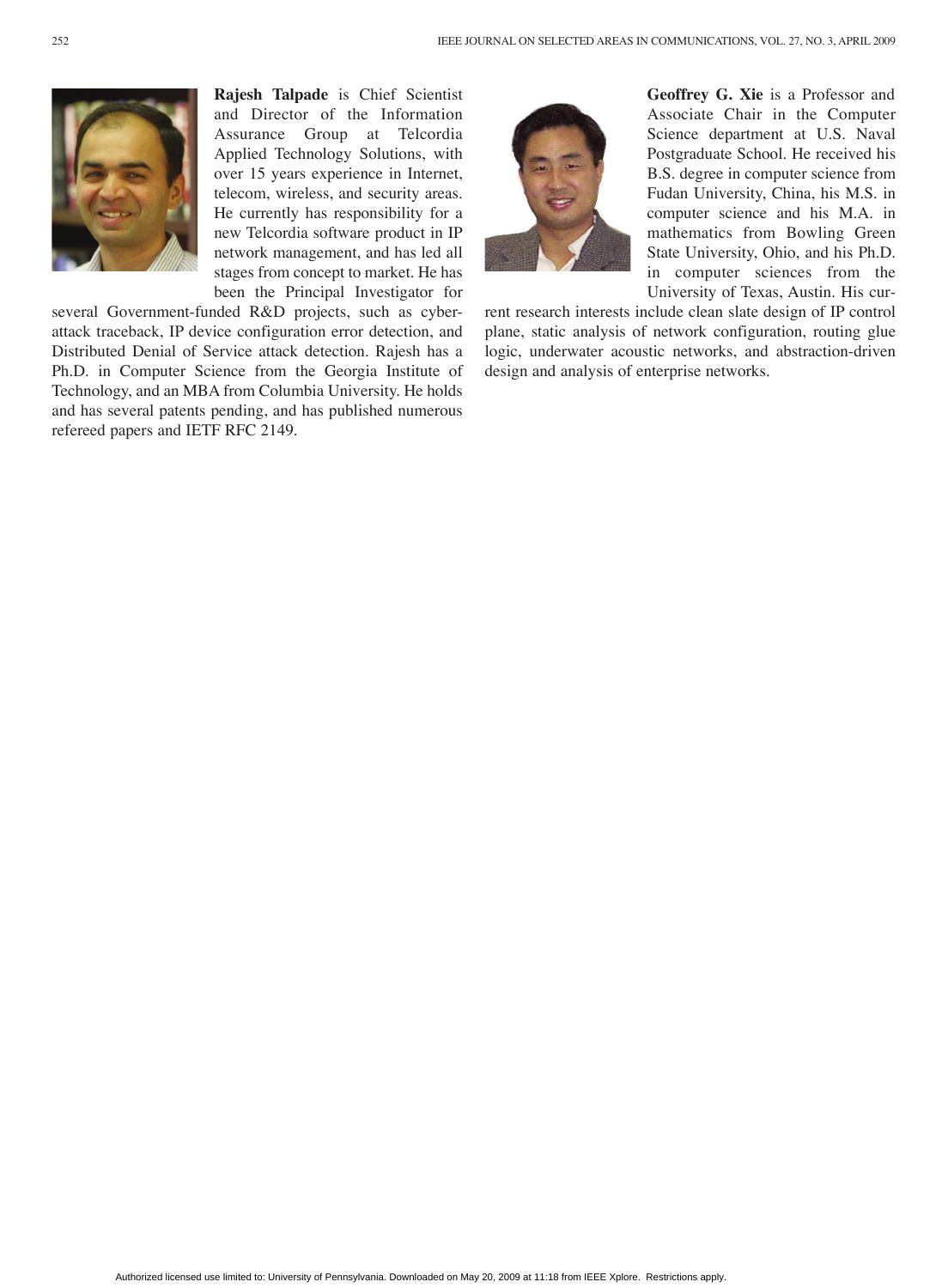**Rajesh Talpade** is Chief Scientist and Director of the Information Assurance Group at Telcordia Applied Technology Solutions, with over 15 years experience in Internet, telecom, wireless, and security areas. He currently has responsibility for a new Telcordia software product in IP network management, and has led all stages from concept to market. He has been the Principal Investigator for several Government-funded R&D projects, such as cyber-attack traceback, IP device configuration error detection, and Distributed Denial of Service attack detection. Rajesh has a Ph.D. in Computer Science from the Georgia Institute of Technology, and an MBA from Columbia University. He holds and has several patents pending, and has published numerous refereed papers and IETF RFC 2149.

**Geoffrey G. Xie** is a Professor and Associate Chair in the Computer Science department at U.S. Naval Postgraduate School. He received his B.S. degree in computer science from Fudan University, China, his M.S. in computer science and his M.A. in mathematics from Bowling Green State University, Ohio, and his Ph.D. in computer sciences from the University of Texas, Austin. His current research interests include clean slate design of IP control plane, static analysis of network configuration, routing glue logic, underwater acoustic networks, and abstraction-driven design and analysis of enterprise networks.